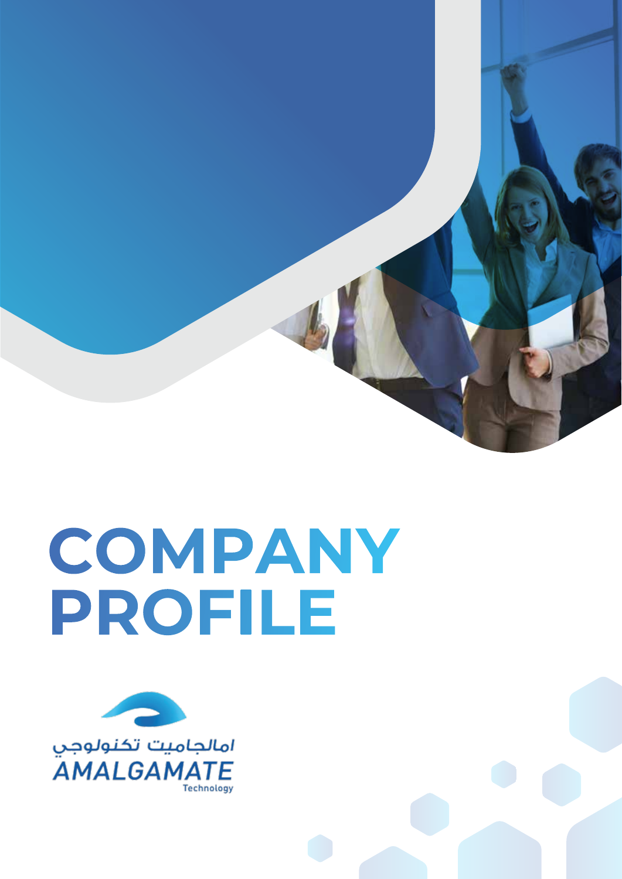# COMPANY PROFILE

امالجاميت تكنولوجي

AMALGAMATE

Technology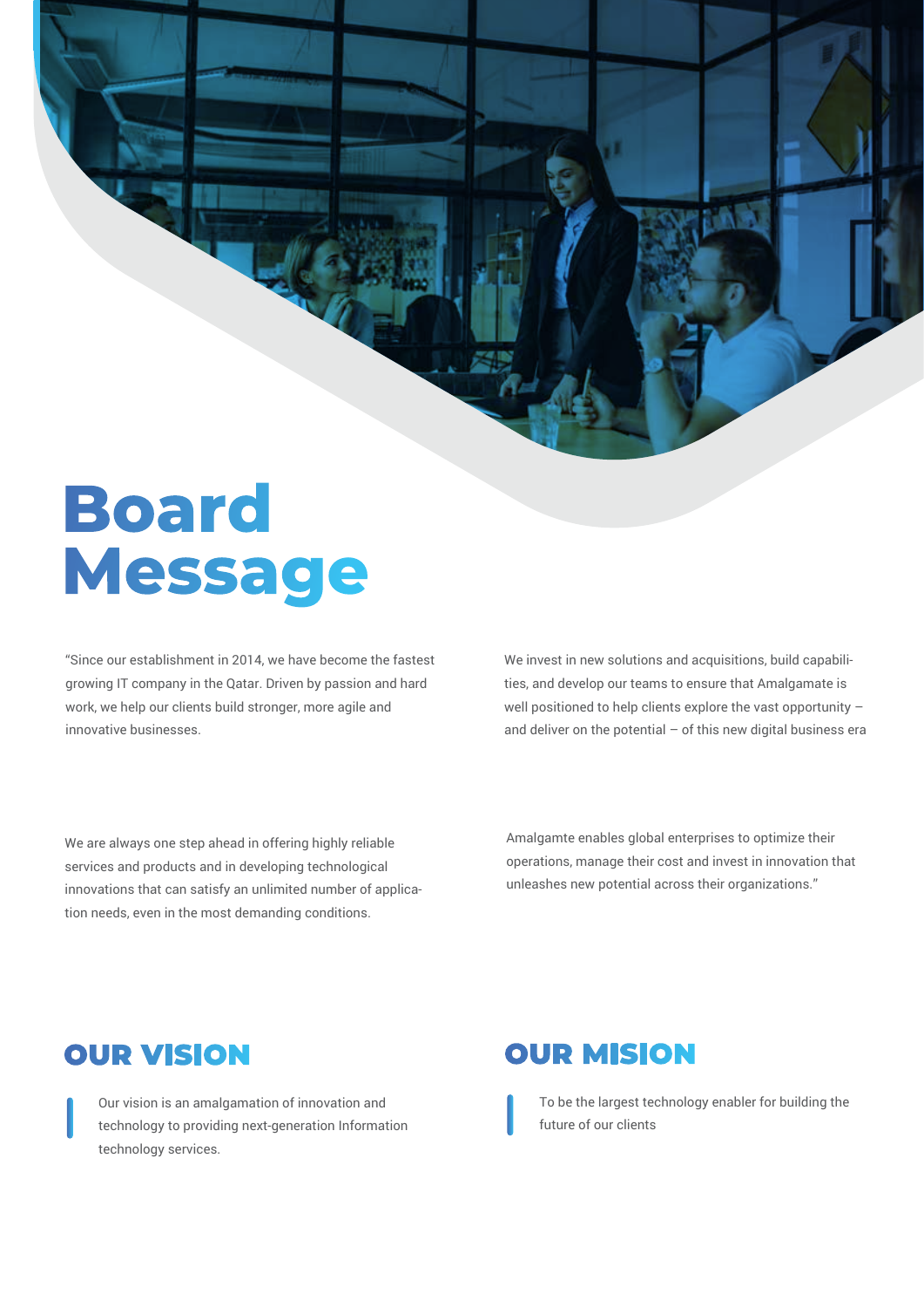# Board Message

"Since our establishment in 2014, we have become the fastest growing IT company in the Qatar. Driven by passion and hard work, we help our clients build stronger, more agile and innovative businesses.

We invest in new solutions and acquisitions, build capabilities, and develop our teams to ensure that Amalgamate is well positioned to help clients explore the vast opportunity – and deliver on the potential – of this new digital business era

We are always one step ahead in offering highly reliable services and products and in developing technological innovations that can satisfy an unlimited number of application needs, even in the most demanding conditions.

Amalgamte enables global enterprises to optimize their operations, manage their cost and invest in innovation that unleashes new potential across their organizations."

## OUR VISION

Our vision is an amalgamation of innovation and technology to providing next-generation Information technology services.

## OUR MISION

To be the largest technology enabler for building the future of our clients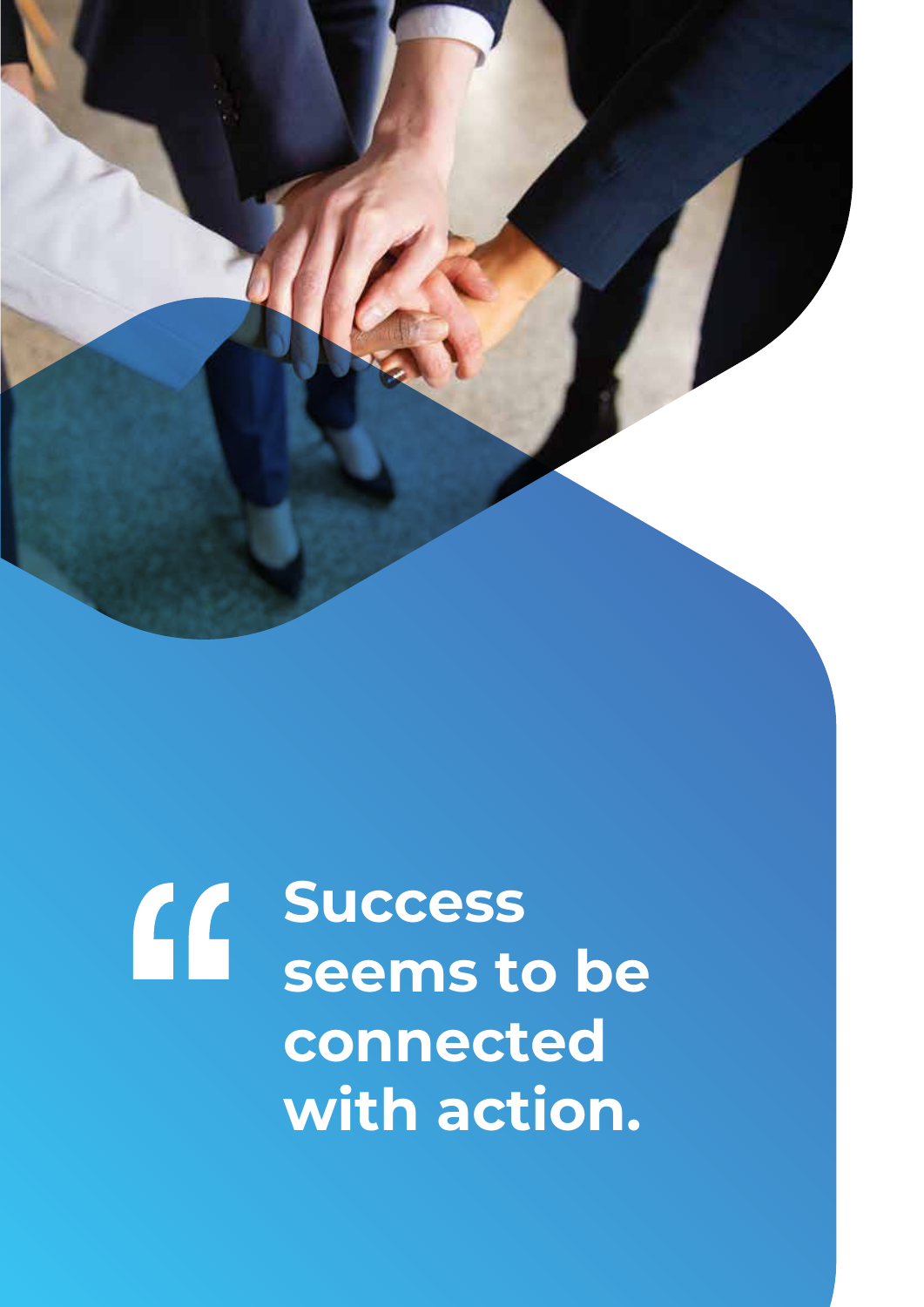> **Success seems to be connected with action.**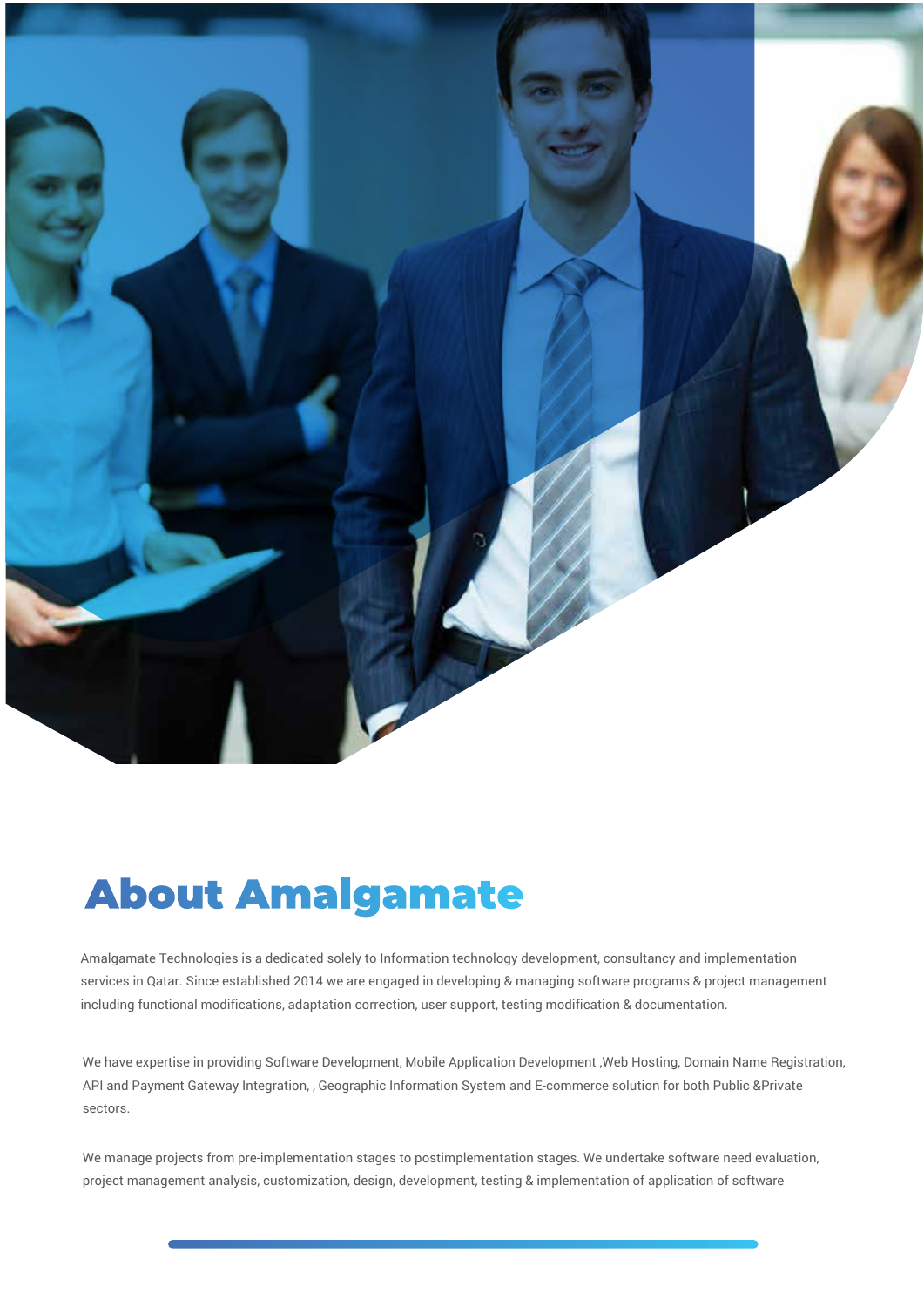# About Amalgamate

Amalgamate Technologies is a dedicated solely to Information technology development, consultancy and implementation services in Qatar. Since established 2014 we are engaged in developing & managing software programs & project management including functional modifications, adaptation correction, user support, testing modification & documentation.

We have expertise in providing Software Development, Mobile Application Development ,Web Hosting, Domain Name Registration, API and Payment Gateway Integration, , Geographic Information System and E-commerce solution for both Public &Private sectors.

We manage projects from pre-implementation stages to postimplementation stages. We undertake software need evaluation, project management analysis, customization, design, development, testing & implementation of application of software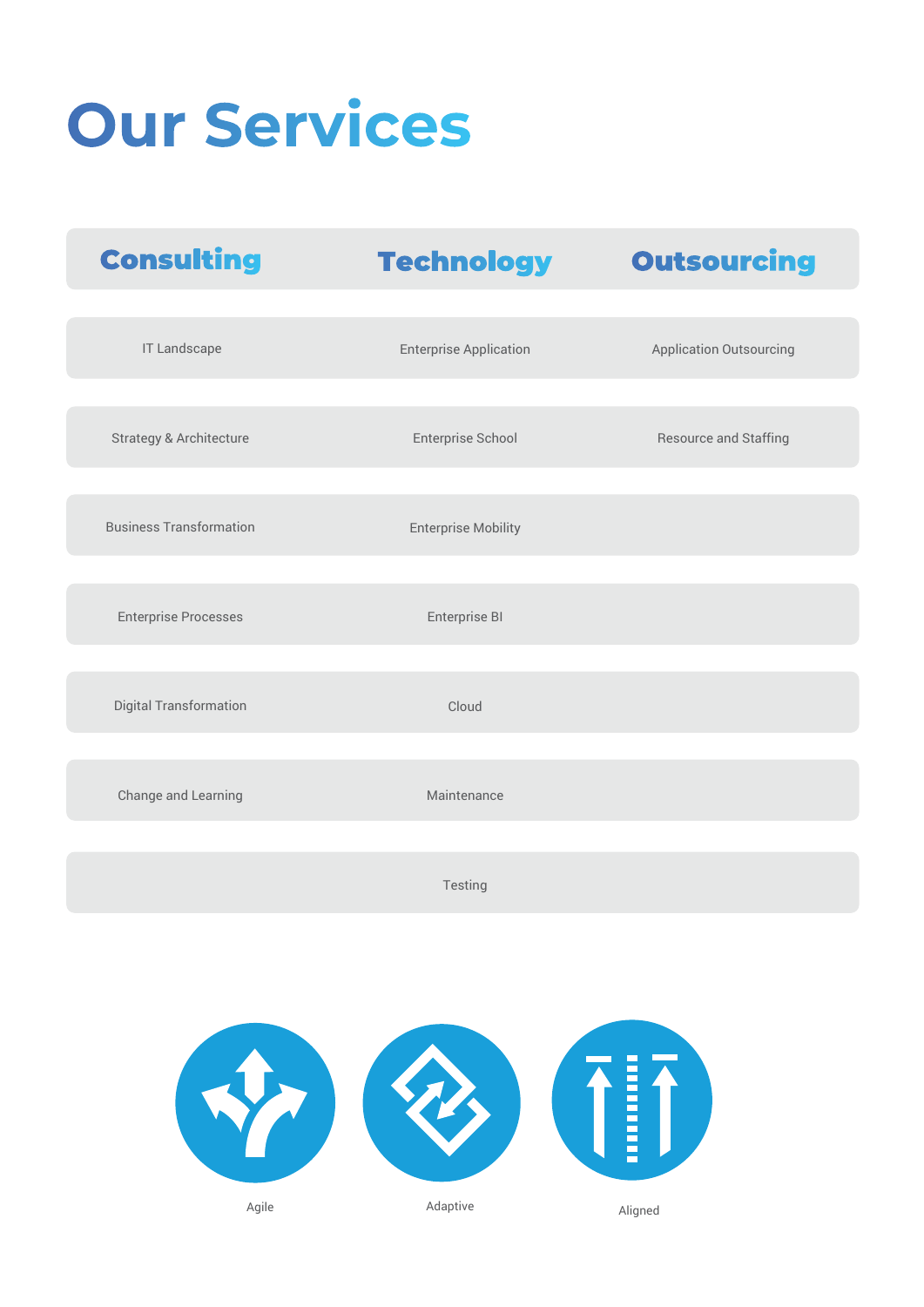# Our Services

| Consulting | Technology | Outsourcing |
| --- | --- | --- |
| IT Landscape | Enterprise Application | Application Outsourcing |
| Strategy & Architecture | Enterprise School | Resource and Staffing |
| Business Transformation | Enterprise Mobility | |
| Enterprise Processes | Enterprise BI | |
| Digital Transformation | Cloud | |
| Change and Learning | Maintenance | |
| | Testing | |

Agile

Adaptive

Aligned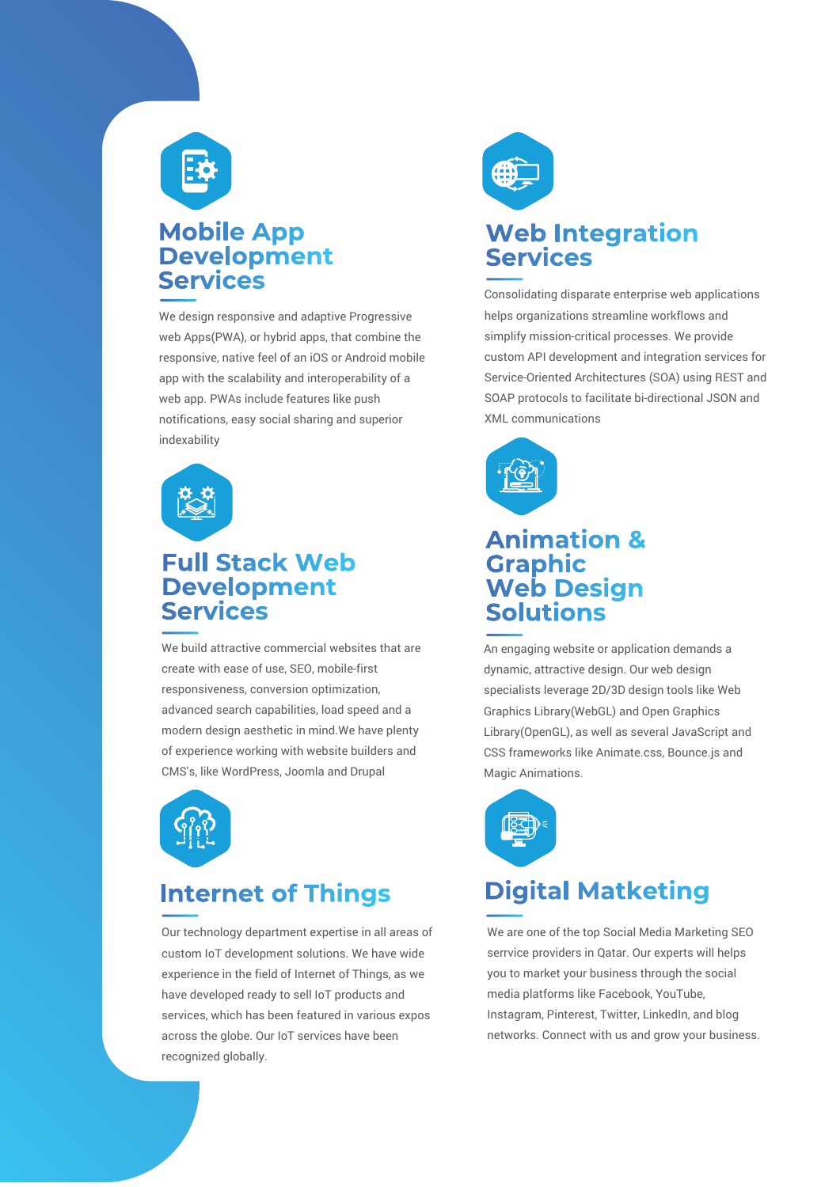## Mobile App Development Services

We design responsive and adaptive Progressive web Apps(PWA), or hybrid apps, that combine the responsive, native feel of an iOS or Android mobile app with the scalability and interoperability of a web app. PWAs include features like push notifications, easy social sharing and superior indexability

## Full Stack Web Development Services

We build attractive commercial websites that are create with ease of use, SEO, mobile-first responsiveness, conversion optimization, advanced search capabilities, load speed and a modern design aesthetic in mind.We have plenty of experience working with website builders and CMS's, like WordPress, Joomla and Drupal

## Internet of Things

Our technology department expertise in all areas of custom IoT development solutions. We have wide experience in the field of Internet of Things, as we have developed ready to sell IoT products and services, which has been featured in various expos across the globe. Our IoT services have been recognized globally.

## Web Integration Services

Consolidating disparate enterprise web applications helps organizations streamline workflows and simplify mission-critical processes. We provide custom API development and integration services for Service-Oriented Architectures (SOA) using REST and SOAP protocols to facilitate bi-directional JSON and XML communications

## Animation & Graphic Web Design Solutions

An engaging website or application demands a dynamic, attractive design. Our web design specialists leverage 2D/3D design tools like Web Graphics Library(WebGL) and Open Graphics Library(OpenGL), as well as several JavaScript and CSS frameworks like Animate.css, Bounce.js and Magic Animations.

## Digital Matketing

We are one of the top Social Media Marketing SEO serrvice providers in Qatar. Our experts will helps you to market your business through the social media platforms like Facebook, YouTube, Instagram, Pinterest, Twitter, LinkedIn, and blog networks. Connect with us and grow your business.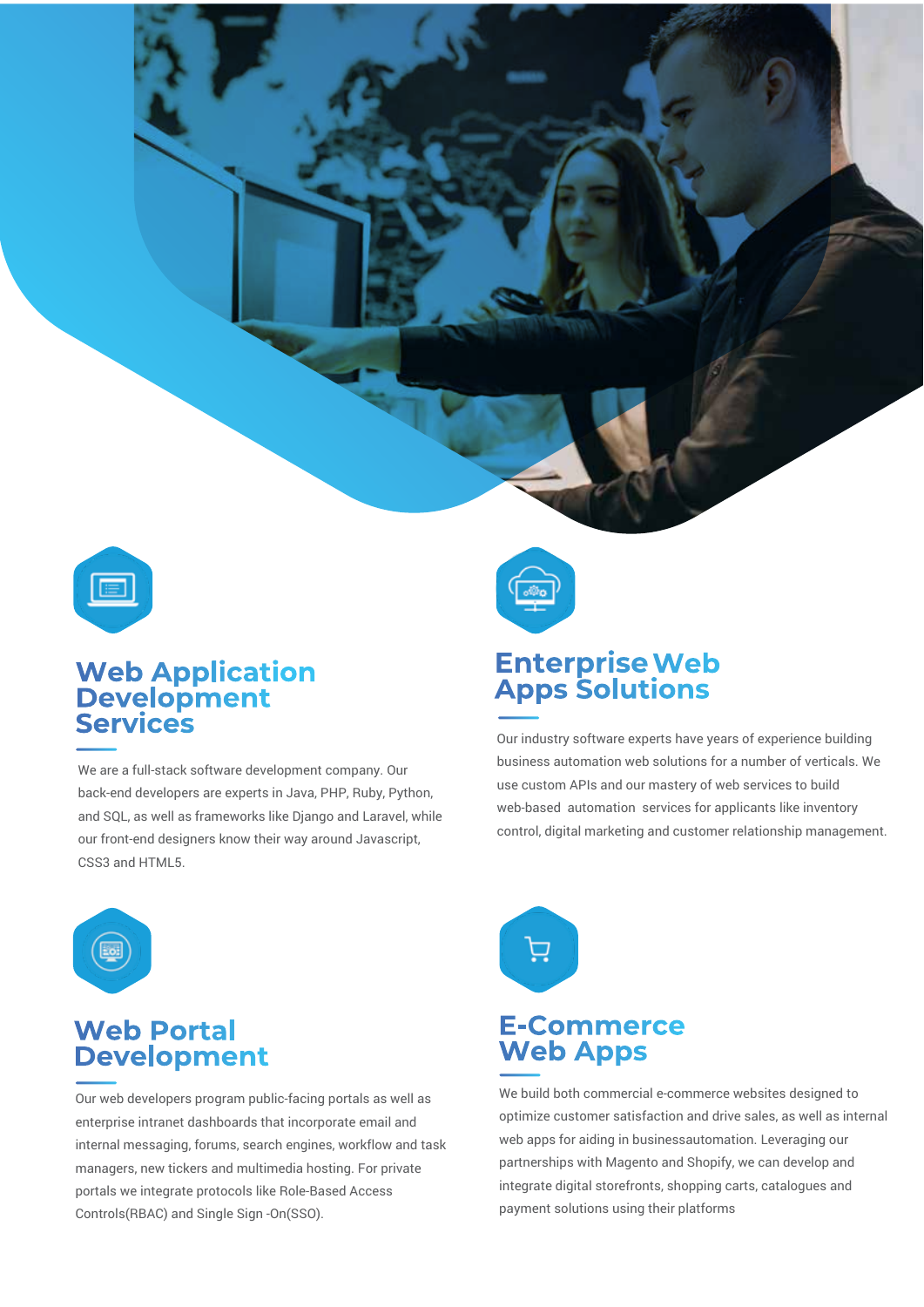## Web Application Development Services

We are a full-stack software development company. Our back-end developers are experts in Java, PHP, Ruby, Python, and SQL, as well as frameworks like Django and Laravel, while our front-end designers know their way around Javascript, CSS3 and HTML5.

## Enterprise Web Apps Solutions

Our industry software experts have years of experience building business automation web solutions for a number of verticals. We use custom APIs and our mastery of web services to build web-based automation services for applicants like inventory control, digital marketing and customer relationship management.

## Web Portal Development

Our web developers program public-facing portals as well as enterprise intranet dashboards that incorporate email and internal messaging, forums, search engines, workflow and task managers, new tickers and multimedia hosting. For private portals we integrate protocols like Role-Based Access Controls(RBAC) and Single Sign -On(SSO).

## E-Commerce Web Apps

We build both commercial e-commerce websites designed to optimize customer satisfaction and drive sales, as well as internal web apps for aiding in businessautomation. Leveraging our partnerships with Magento and Shopify, we can develop and integrate digital storefronts, shopping carts, catalogues and payment solutions using their platforms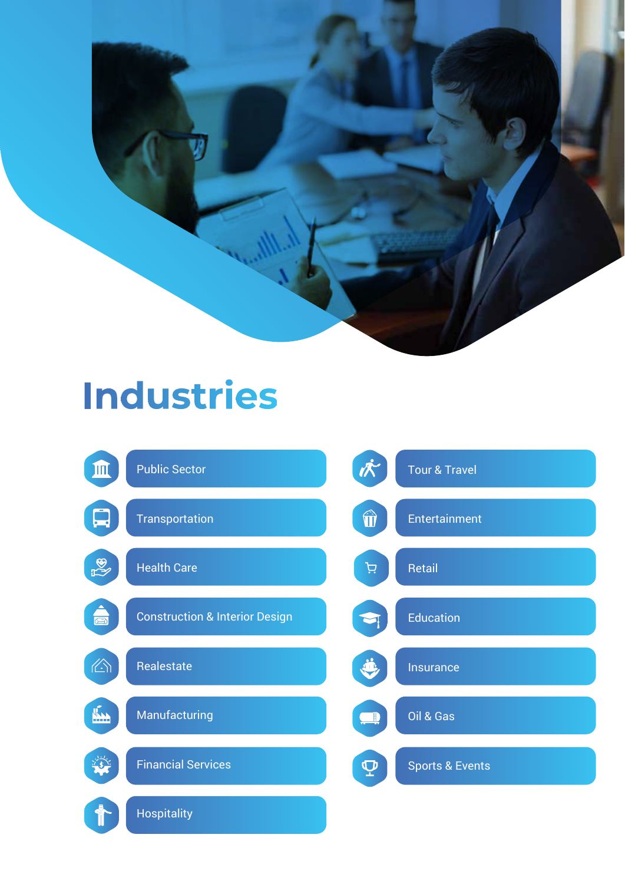# Industries

- Public Sector
- Transportation
- Health Care
- Construction & Interior Design
- Realestate
- Manufacturing
- Financial Services
- Hospitality
- Tour & Travel
- Entertainment
- Retail
- Education
- Insurance
- Oil & Gas
- Sports & Events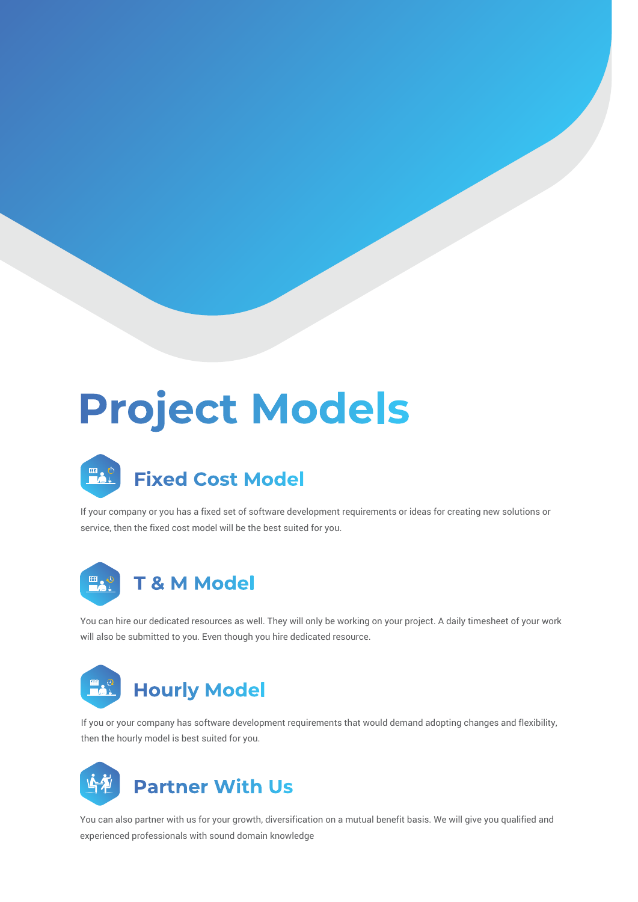# Project Models

## Fixed Cost Model

If your company or you has a fixed set of software development requirements or ideas for creating new solutions or service, then the fixed cost model will be the best suited for you.

## T & M Model

You can hire our dedicated resources as well. They will only be working on your project. A daily timesheet of your work will also be submitted to you. Even though you hire dedicated resource.

## Hourly Model

If you or your company has software development requirements that would demand adopting changes and flexibility, then the hourly model is best suited for you.

## Partner With Us

You can also partner with us for your growth, diversification on a mutual benefit basis. We will give you qualified and experienced professionals with sound domain knowledge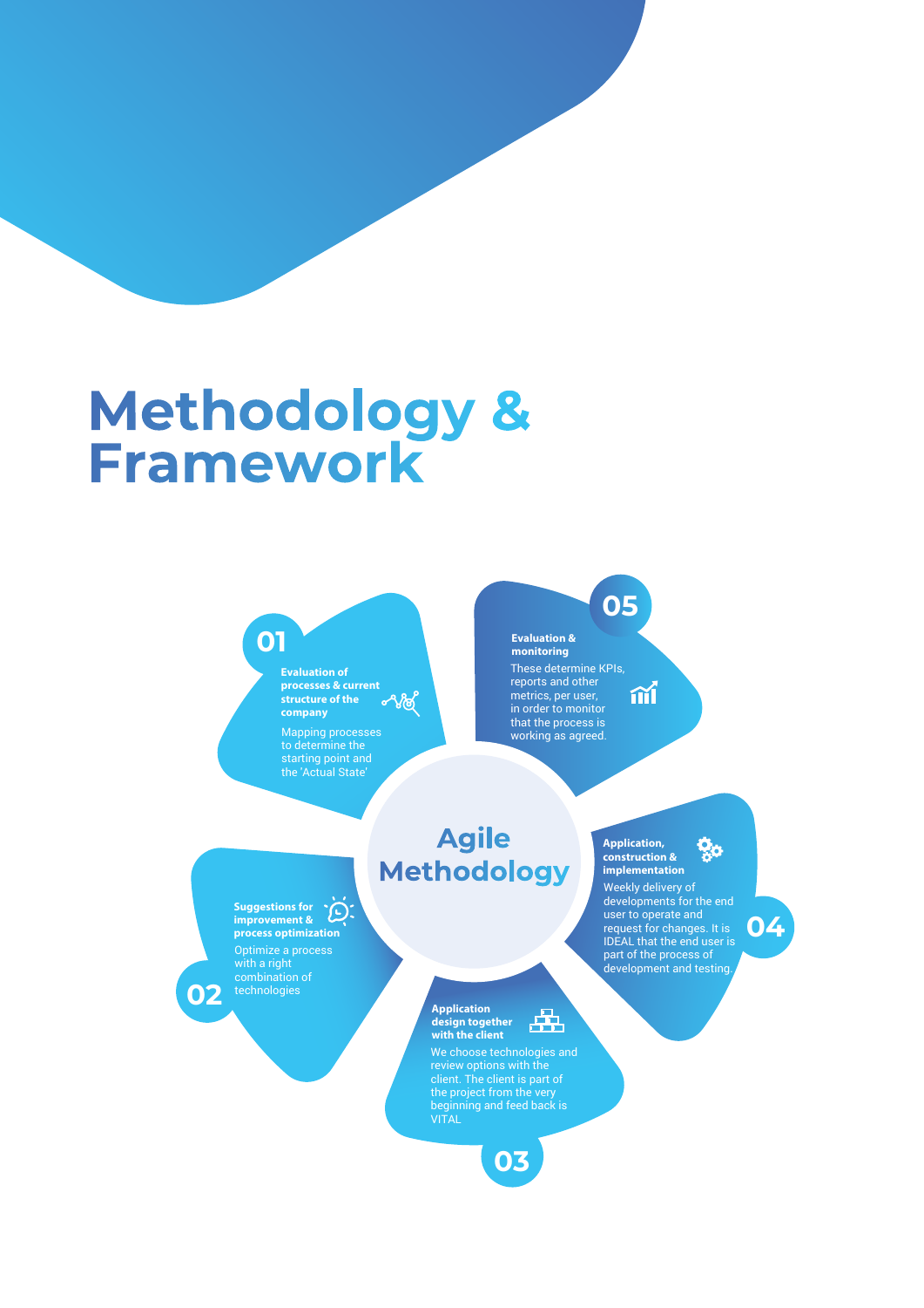# Methodology & Framework

## Agile Methodology

### 01

**Evaluation of processes & current structure of the company**

Mapping processes to determine the starting point and the 'Actual State'

### 02

**Suggestions for improvement & process optimization**

Optimize a process with a right combination of technologies

### 03

**Application design together with the client**

We choose technologies and review options with the client. The client is part of the project from the very beginning and feed back is VITAL

### 04

**Application, construction & implementation**

Weekly delivery of developments for the end user to operate and request for changes. It is IDEAL that the end user is part of the process of development and testing.

### 05

**Evaluation & monitoring**

These determine KPIs, reports and other metrics, per user, in order to monitor that the process is working as agreed.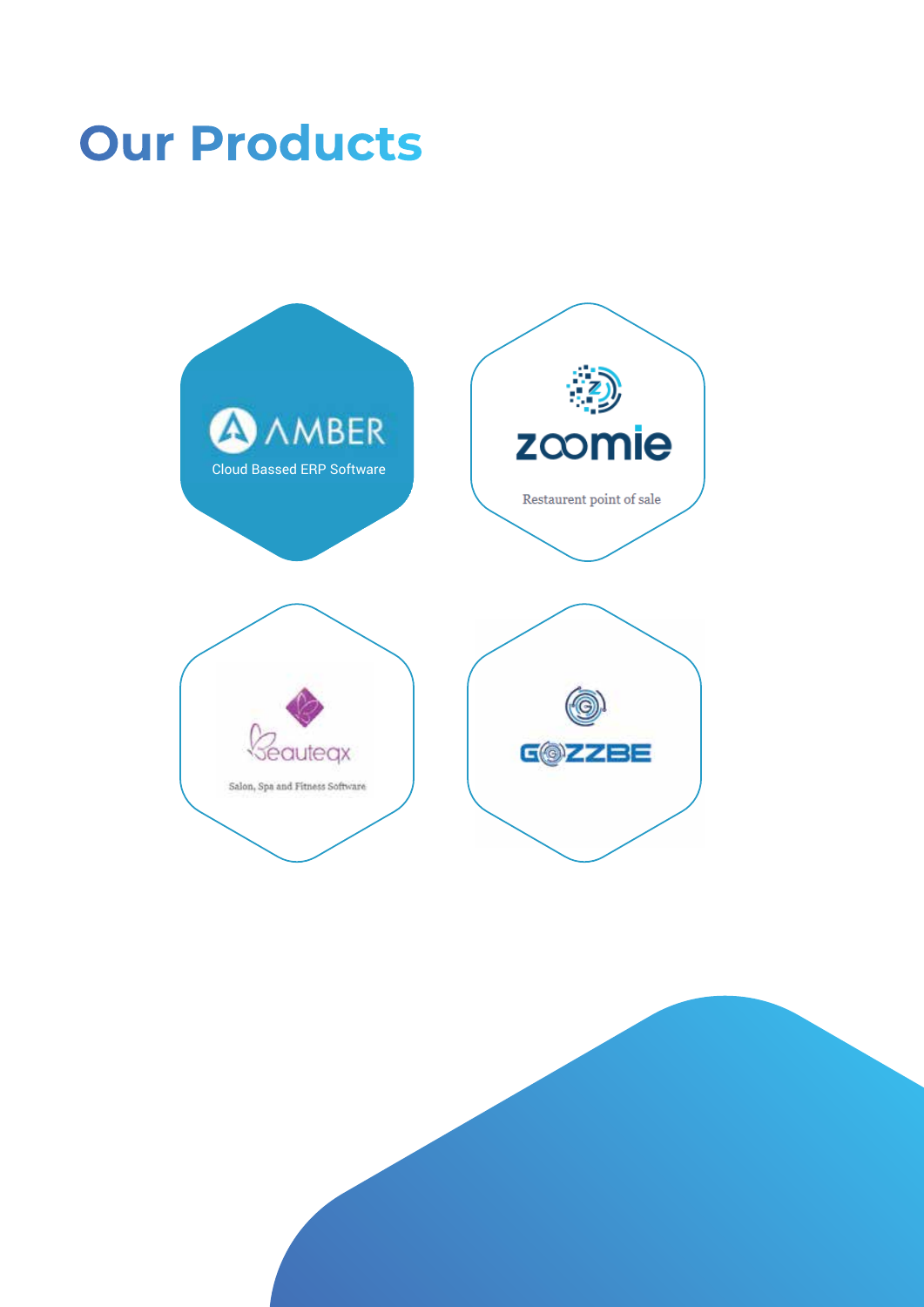# Our Products

AMBER

Cloud Bassed ERP Software

zoomie

Restaurent point of sale

Beauteqx

Salon, Spa and Fitness Software

GOZZBE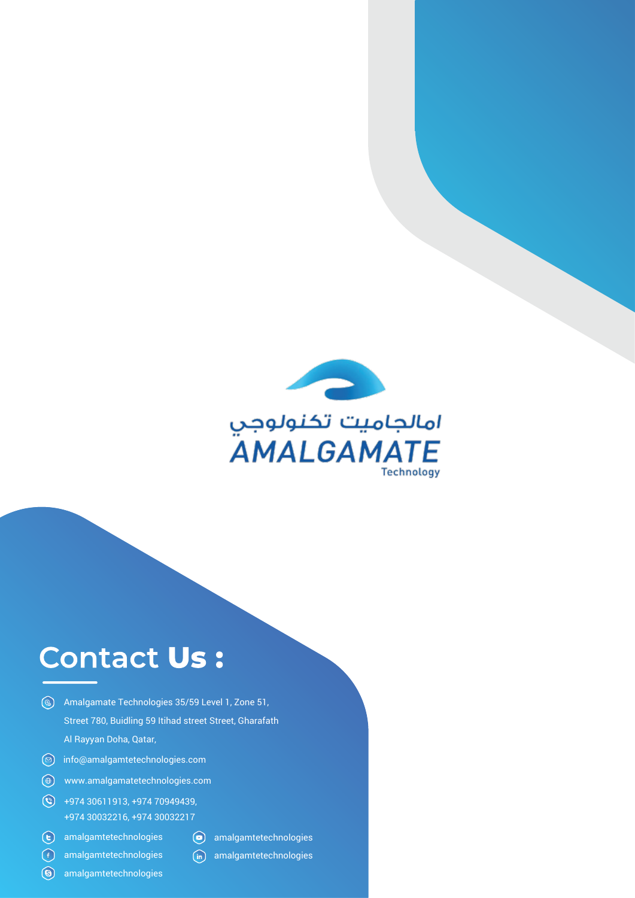امالجاميت تكنولوجي

AMALGAMATE

Technology

## Contact Us :

- Amalgamate Technologies 35/59 Level 1, Zone 51, Street 780, Buidling 59 Itihad street Street, Gharafath Al Rayyan Doha, Qatar,
- info@amalgamtechnologies.com
- www.amalgamatetechnologies.com
- +974 30611913, +974 70949439, +974 30032216, +974 30032217
- amalgamtetechnologies
- amalgamtetechnologies
- amalgamtetechnologies
- amalgamtetechnologies
- amalgamtetechnologies